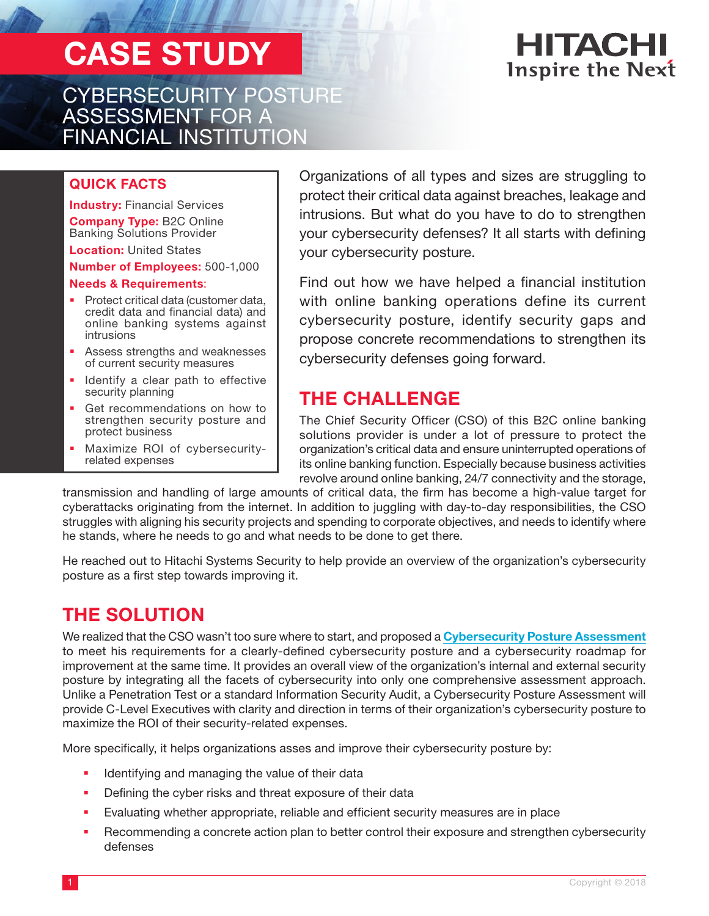# CASE STUDY

HITACHI
Inspire the Next

## CYBERSECURITY POSTURE ASSESSMENT FOR A FINANCIAL INSTITUTION

### QUICK FACTS

**Industry:** Financial Services

**Company Type:** B2C Online Banking Solutions Provider

**Location:** United States

**Number of Employees:** 500-1,000

**Needs & Requirements:**

- Protect critical data (customer data, credit data and financial data) and online banking systems against intrusions
- Assess strengths and weaknesses of current security measures
- Identify a clear path to effective security planning
- Get recommendations on how to strengthen security posture and protect business
- Maximize ROI of cybersecurity-related expenses

Organizations of all types and sizes are struggling to protect their critical data against breaches, leakage and intrusions. But what do you have to do to strengthen your cybersecurity defenses? It all starts with defining your cybersecurity posture.

Find out how we have helped a financial institution with online banking operations define its current cybersecurity posture, identify security gaps and propose concrete recommendations to strengthen its cybersecurity defenses going forward.

## THE CHALLENGE

The Chief Security Officer (CSO) of this B2C online banking solutions provider is under a lot of pressure to protect the organization's critical data and ensure uninterrupted operations of its online banking function. Especially because business activities revolve around online banking, 24/7 connectivity and the storage, transmission and handling of large amounts of critical data, the firm has become a high-value target for cyberattacks originating from the internet. In addition to juggling with day-to-day responsibilities, the CSO struggles with aligning his security projects and spending to corporate objectives, and needs to identify where he stands, where he needs to go and what needs to be done to get there.

He reached out to Hitachi Systems Security to help provide an overview of the organization's cybersecurity posture as a first step towards improving it.

## THE SOLUTION

We realized that the CSO wasn't too sure where to start, and proposed a **Cybersecurity Posture Assessment** to meet his requirements for a clearly-defined cybersecurity posture and a cybersecurity roadmap for improvement at the same time. It provides an overall view of the organization's internal and external security posture by integrating all the facets of cybersecurity into only one comprehensive assessment approach. Unlike a Penetration Test or a standard Information Security Audit, a Cybersecurity Posture Assessment will provide C-Level Executives with clarity and direction in terms of their organization's cybersecurity posture to maximize the ROI of their security-related expenses.

More specifically, it helps organizations asses and improve their cybersecurity posture by:

- Identifying and managing the value of their data
- Defining the cyber risks and threat exposure of their data
- Evaluating whether appropriate, reliable and efficient security measures are in place
- Recommending a concrete action plan to better control their exposure and strengthen cybersecurity defenses

Copyright © 2018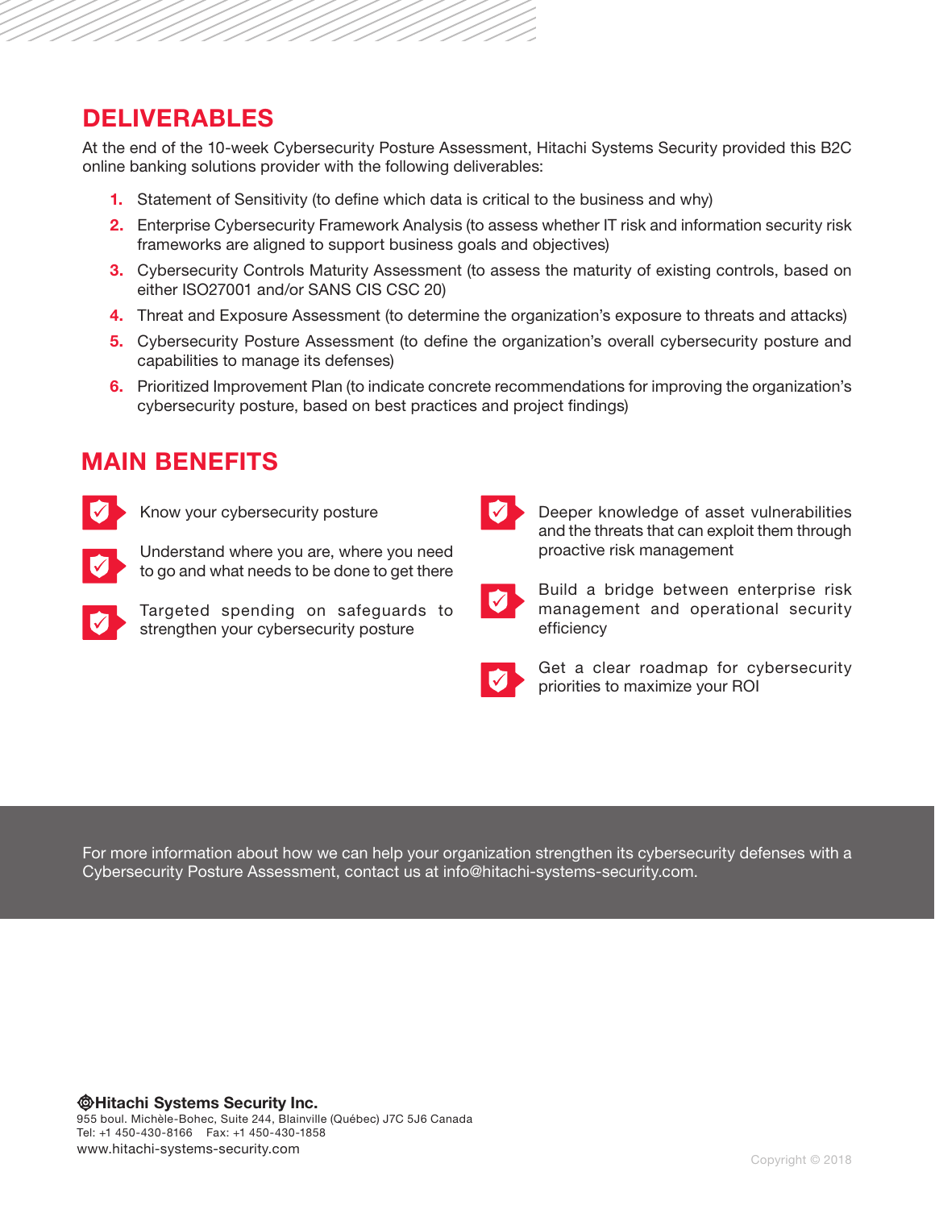## DELIVERABLES

At the end of the 10-week Cybersecurity Posture Assessment, Hitachi Systems Security provided this B2C online banking solutions provider with the following deliverables:

1. Statement of Sensitivity (to define which data is critical to the business and why)
2. Enterprise Cybersecurity Framework Analysis (to assess whether IT risk and information security risk frameworks are aligned to support business goals and objectives)
3. Cybersecurity Controls Maturity Assessment (to assess the maturity of existing controls, based on either ISO27001 and/or SANS CIS CSC 20)
4. Threat and Exposure Assessment (to determine the organization's exposure to threats and attacks)
5. Cybersecurity Posture Assessment (to define the organization's overall cybersecurity posture and capabilities to manage its defenses)
6. Prioritized Improvement Plan (to indicate concrete recommendations for improving the organization's cybersecurity posture, based on best practices and project findings)

## MAIN BENEFITS

- Know your cybersecurity posture
- Understand where you are, where you need to go and what needs to be done to get there
- Targeted spending on safeguards to strengthen your cybersecurity posture
- Deeper knowledge of asset vulnerabilities and the threats that can exploit them through proactive risk management
- Build a bridge between enterprise risk management and operational security efficiency
- Get a clear roadmap for cybersecurity priorities to maximize your ROI

For more information about how we can help your organization strengthen its cybersecurity defenses with a Cybersecurity Posture Assessment, contact us at info@hitachi-systems-security.com.

**Hitachi Systems Security Inc.**
955 boul. Michèle-Bohec, Suite 244, Blainville (Québec) J7C 5J6 Canada
Tel: +1 450-430-8166 Fax: +1 450-430-1858
www.hitachi-systems-security.com

Copyright © 2018